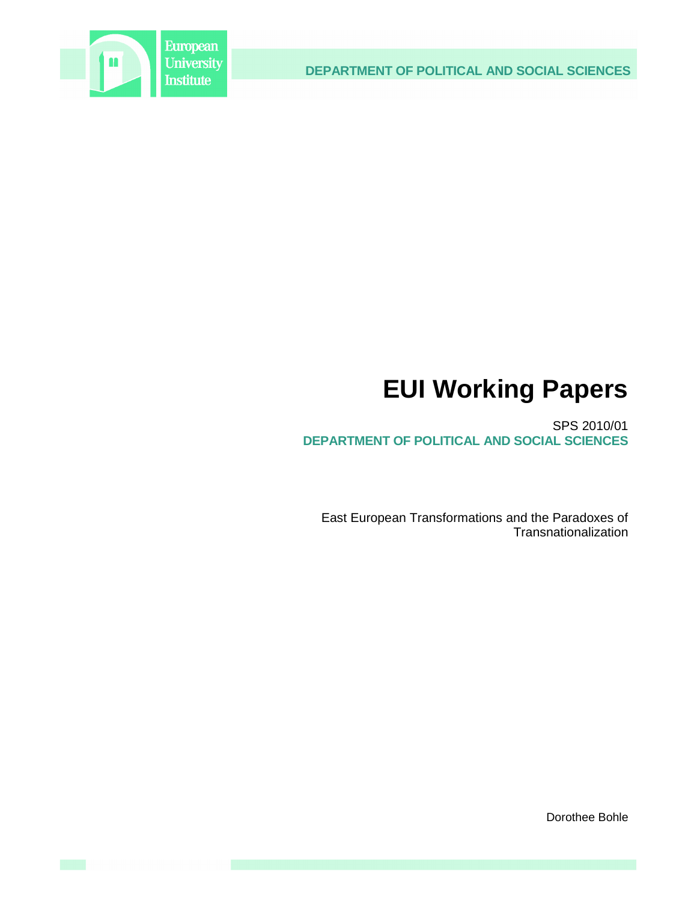European University Institute

DEPARTMENT OF POLITICAL AND SOCIAL SCIENCES

# EUI Working Papers

SPS 2010/01

**DEPARTMENT OF POLITICAL AND SOCIAL SCIENCES**

East European Transformations and the Paradoxes of Transnationalization

Dorothee Bohle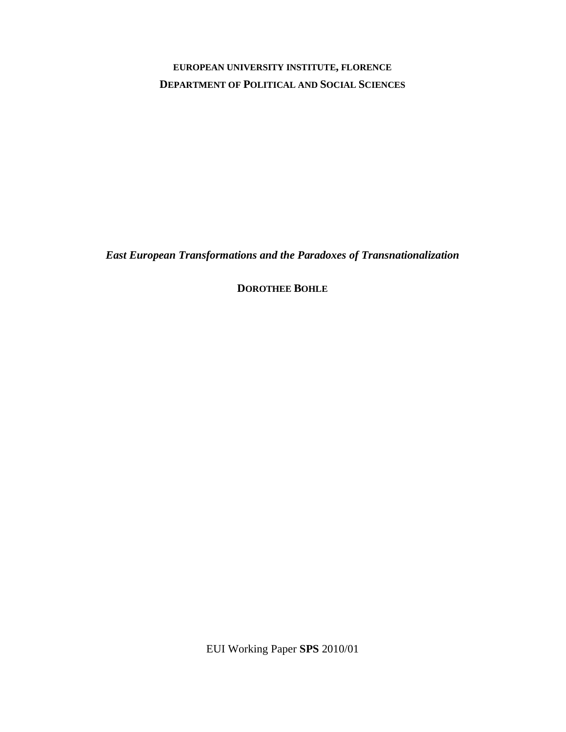**EUROPEAN UNIVERSITY INSTITUTE, FLORENCE**
**DEPARTMENT OF POLITICAL AND SOCIAL SCIENCES**

***East European Transformations and the Paradoxes of Transnationalization***

**DOROTHEE BOHLE**

EUI Working Paper **SPS** 2010/01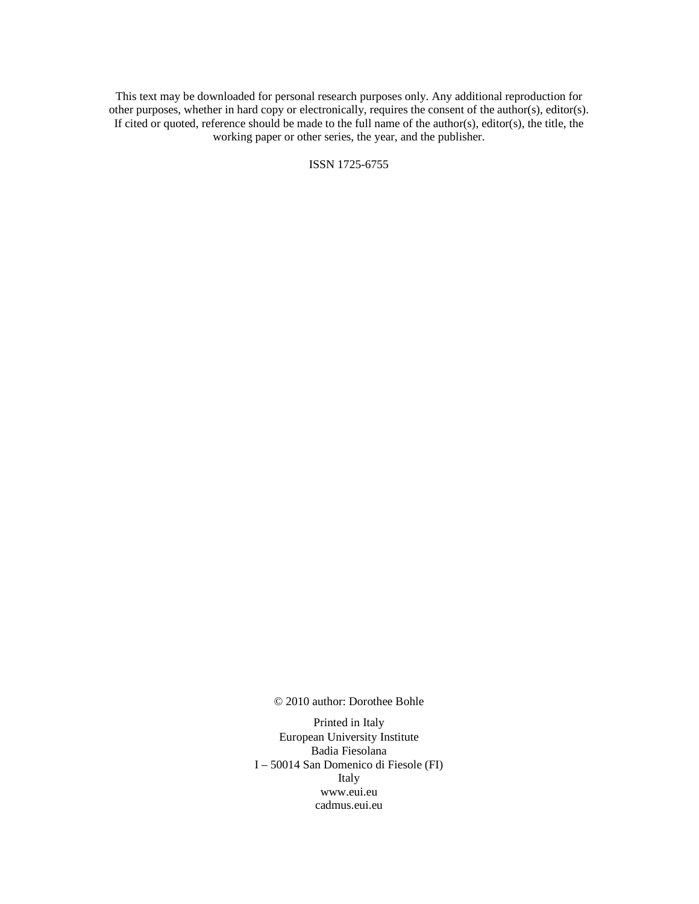This text may be downloaded for personal research purposes only. Any additional reproduction for other purposes, whether in hard copy or electronically, requires the consent of the author(s), editor(s). If cited or quoted, reference should be made to the full name of the author(s), editor(s), the title, the working paper or other series, the year, and the publisher.

ISSN 1725-6755

© 2010 author: Dorothee Bohle

Printed in Italy
European University Institute
Badia Fiesolana
I – 50014 San Domenico di Fiesole (FI)
Italy
www.eui.eu
cadmus.eui.eu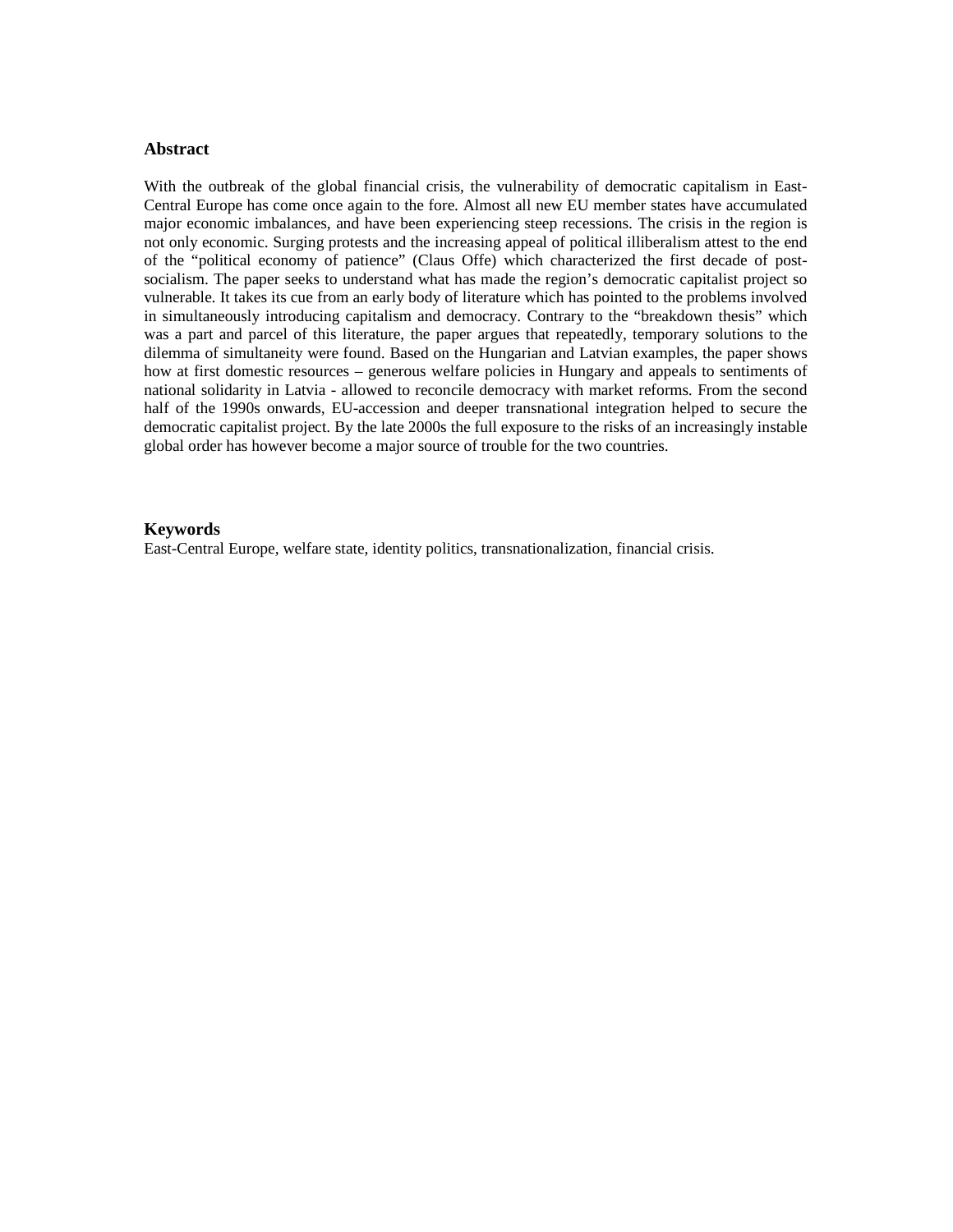## Abstract

With the outbreak of the global financial crisis, the vulnerability of democratic capitalism in East-Central Europe has come once again to the fore. Almost all new EU member states have accumulated major economic imbalances, and have been experiencing steep recessions. The crisis in the region is not only economic. Surging protests and the increasing appeal of political illiberalism attest to the end of the "political economy of patience" (Claus Offe) which characterized the first decade of post-socialism. The paper seeks to understand what has made the region's democratic capitalist project so vulnerable. It takes its cue from an early body of literature which has pointed to the problems involved in simultaneously introducing capitalism and democracy. Contrary to the "breakdown thesis" which was a part and parcel of this literature, the paper argues that repeatedly, temporary solutions to the dilemma of simultaneity were found. Based on the Hungarian and Latvian examples, the paper shows how at first domestic resources – generous welfare policies in Hungary and appeals to sentiments of national solidarity in Latvia - allowed to reconcile democracy with market reforms. From the second half of the 1990s onwards, EU-accession and deeper transnational integration helped to secure the democratic capitalist project. By the late 2000s the full exposure to the risks of an increasingly instable global order has however become a major source of trouble for the two countries.

## Keywords

East-Central Europe, welfare state, identity politics, transnationalization, financial crisis.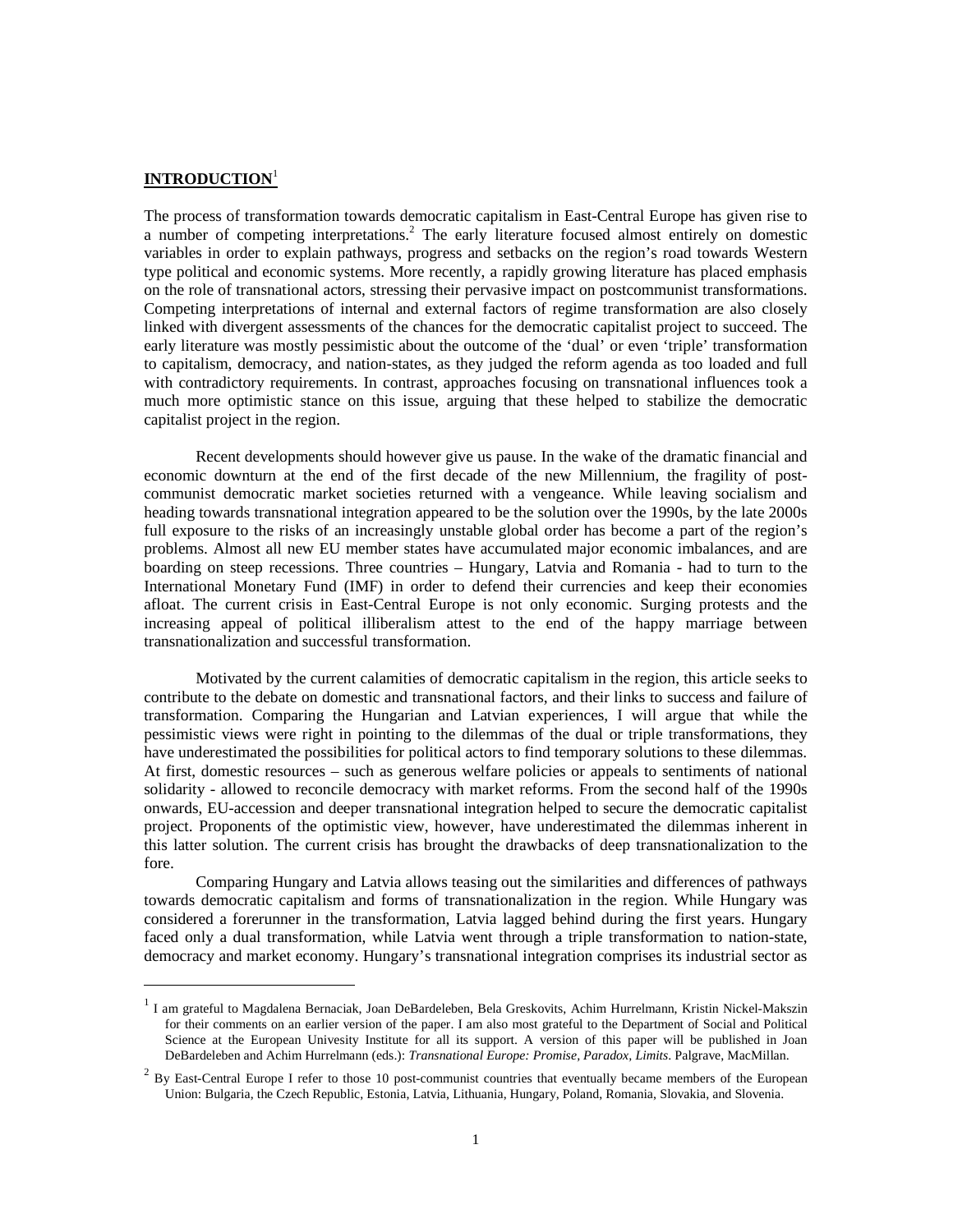## **INTRODUCTION**[1]

The process of transformation towards democratic capitalism in East-Central Europe has given rise to a number of competing interpretations.[2] The early literature focused almost entirely on domestic variables in order to explain pathways, progress and setbacks on the region's road towards Western type political and economic systems. More recently, a rapidly growing literature has placed emphasis on the role of transnational actors, stressing their pervasive impact on postcommunist transformations. Competing interpretations of internal and external factors of regime transformation are also closely linked with divergent assessments of the chances for the democratic capitalist project to succeed. The early literature was mostly pessimistic about the outcome of the 'dual' or even 'triple' transformation to capitalism, democracy, and nation-states, as they judged the reform agenda as too loaded and full with contradictory requirements. In contrast, approaches focusing on transnational influences took a much more optimistic stance on this issue, arguing that these helped to stabilize the democratic capitalist project in the region.

Recent developments should however give us pause. In the wake of the dramatic financial and economic downturn at the end of the first decade of the new Millennium, the fragility of post-communist democratic market societies returned with a vengeance. While leaving socialism and heading towards transnational integration appeared to be the solution over the 1990s, by the late 2000s full exposure to the risks of an increasingly unstable global order has become a part of the region's problems. Almost all new EU member states have accumulated major economic imbalances, and are boarding on steep recessions. Three countries – Hungary, Latvia and Romania - had to turn to the International Monetary Fund (IMF) in order to defend their currencies and keep their economies afloat. The current crisis in East-Central Europe is not only economic. Surging protests and the increasing appeal of political illiberalism attest to the end of the happy marriage between transnationalization and successful transformation.

Motivated by the current calamities of democratic capitalism in the region, this article seeks to contribute to the debate on domestic and transnational factors, and their links to success and failure of transformation. Comparing the Hungarian and Latvian experiences, I will argue that while the pessimistic views were right in pointing to the dilemmas of the dual or triple transformations, they have underestimated the possibilities for political actors to find temporary solutions to these dilemmas. At first, domestic resources – such as generous welfare policies or appeals to sentiments of national solidarity - allowed to reconcile democracy with market reforms. From the second half of the 1990s onwards, EU-accession and deeper transnational integration helped to secure the democratic capitalist project. Proponents of the optimistic view, however, have underestimated the dilemmas inherent in this latter solution. The current crisis has brought the drawbacks of deep transnationalization to the fore.

Comparing Hungary and Latvia allows teasing out the similarities and differences of pathways towards democratic capitalism and forms of transnationalization in the region. While Hungary was considered a forerunner in the transformation, Latvia lagged behind during the first years. Hungary faced only a dual transformation, while Latvia went through a triple transformation to nation-state, democracy and market economy. Hungary's transnational integration comprises its industrial sector as

---

[1] I am grateful to Magdalena Bernaciak, Joan DeBardeleben, Bela Greskovits, Achim Hurrelmann, Kristin Nickel-Makszin for their comments on an earlier version of the paper. I am also most grateful to the Department of Social and Political Science at the European Univesity Institute for all its support. A version of this paper will be published in Joan DeBardeleben and Achim Hurrelmann (eds.): *Transnational Europe: Promise, Paradox, Limits*. Palgrave, MacMillan.

[2] By East-Central Europe I refer to those 10 post-communist countries that eventually became members of the European Union: Bulgaria, the Czech Republic, Estonia, Latvia, Lithuania, Hungary, Poland, Romania, Slovakia, and Slovenia.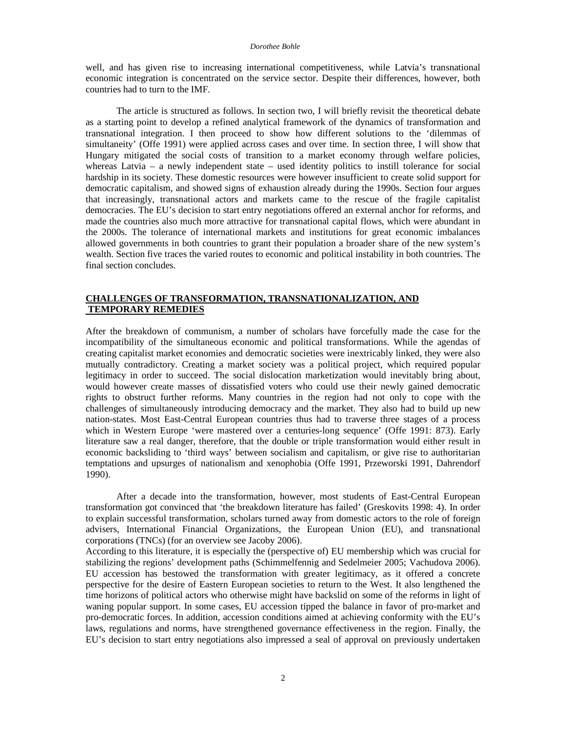well, and has given rise to increasing international competitiveness, while Latvia's transnational economic integration is concentrated on the service sector. Despite their differences, however, both countries had to turn to the IMF.

The article is structured as follows. In section two, I will briefly revisit the theoretical debate as a starting point to develop a refined analytical framework of the dynamics of transformation and transnational integration. I then proceed to show how different solutions to the 'dilemmas of simultaneity' (Offe 1991) were applied across cases and over time. In section three, I will show that Hungary mitigated the social costs of transition to a market economy through welfare policies, whereas Latvia – a newly independent state – used identity politics to instill tolerance for social hardship in its society. These domestic resources were however insufficient to create solid support for democratic capitalism, and showed signs of exhaustion already during the 1990s. Section four argues that increasingly, transnational actors and markets came to the rescue of the fragile capitalist democracies. The EU's decision to start entry negotiations offered an external anchor for reforms, and made the countries also much more attractive for transnational capital flows, which were abundant in the 2000s. The tolerance of international markets and institutions for great economic imbalances allowed governments in both countries to grant their population a broader share of the new system's wealth. Section five traces the varied routes to economic and political instability in both countries. The final section concludes.

## CHALLENGES OF TRANSFORMATION, TRANSNATIONALIZATION, AND TEMPORARY REMEDIES

After the breakdown of communism, a number of scholars have forcefully made the case for the incompatibility of the simultaneous economic and political transformations. While the agendas of creating capitalist market economies and democratic societies were inextricably linked, they were also mutually contradictory. Creating a market society was a political project, which required popular legitimacy in order to succeed. The social dislocation marketization would inevitably bring about, would however create masses of dissatisfied voters who could use their newly gained democratic rights to obstruct further reforms. Many countries in the region had not only to cope with the challenges of simultaneously introducing democracy and the market. They also had to build up new nation-states. Most East-Central European countries thus had to traverse three stages of a process which in Western Europe 'were mastered over a centuries-long sequence' (Offe 1991: 873). Early literature saw a real danger, therefore, that the double or triple transformation would either result in economic backsliding to 'third ways' between socialism and capitalism, or give rise to authoritarian temptations and upsurges of nationalism and xenophobia (Offe 1991, Przeworski 1991, Dahrendorf 1990).

After a decade into the transformation, however, most students of East-Central European transformation got convinced that 'the breakdown literature has failed' (Greskovits 1998: 4). In order to explain successful transformation, scholars turned away from domestic actors to the role of foreign advisers, International Financial Organizations, the European Union (EU), and transnational corporations (TNCs) (for an overview see Jacoby 2006).

According to this literature, it is especially the (perspective of) EU membership which was crucial for stabilizing the regions' development paths (Schimmelfennig and Sedelmeier 2005; Vachudova 2006). EU accession has bestowed the transformation with greater legitimacy, as it offered a concrete perspective for the desire of Eastern European societies to return to the West. It also lengthened the time horizons of political actors who otherwise might have backslid on some of the reforms in light of waning popular support. In some cases, EU accession tipped the balance in favor of pro-market and pro-democratic forces. In addition, accession conditions aimed at achieving conformity with the EU's laws, regulations and norms, have strengthened governance effectiveness in the region. Finally, the EU's decision to start entry negotiations also impressed a seal of approval on previously undertaken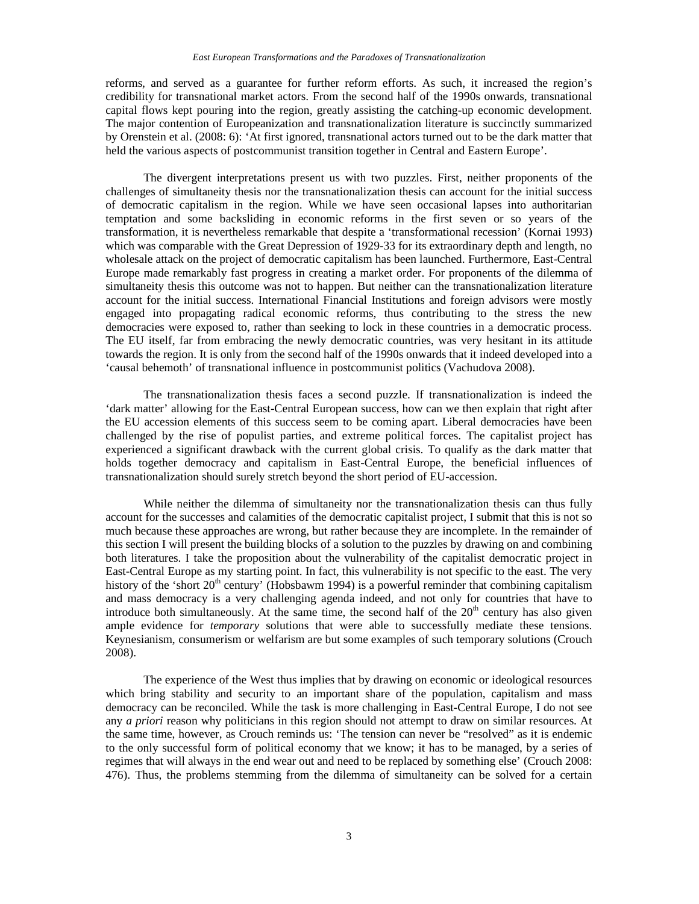reforms, and served as a guarantee for further reform efforts. As such, it increased the region's credibility for transnational market actors. From the second half of the 1990s onwards, transnational capital flows kept pouring into the region, greatly assisting the catching-up economic development. The major contention of Europeanization and transnationalization literature is succinctly summarized by Orenstein et al. (2008: 6): 'At first ignored, transnational actors turned out to be the dark matter that held the various aspects of postcommunist transition together in Central and Eastern Europe'.

The divergent interpretations present us with two puzzles. First, neither proponents of the challenges of simultaneity thesis nor the transnationalization thesis can account for the initial success of democratic capitalism in the region. While we have seen occasional lapses into authoritarian temptation and some backsliding in economic reforms in the first seven or so years of the transformation, it is nevertheless remarkable that despite a 'transformational recession' (Kornai 1993) which was comparable with the Great Depression of 1929-33 for its extraordinary depth and length, no wholesale attack on the project of democratic capitalism has been launched. Furthermore, East-Central Europe made remarkably fast progress in creating a market order. For proponents of the dilemma of simultaneity thesis this outcome was not to happen. But neither can the transnationalization literature account for the initial success. International Financial Institutions and foreign advisors were mostly engaged into propagating radical economic reforms, thus contributing to the stress the new democracies were exposed to, rather than seeking to lock in these countries in a democratic process. The EU itself, far from embracing the newly democratic countries, was very hesitant in its attitude towards the region. It is only from the second half of the 1990s onwards that it indeed developed into a 'causal behemoth' of transnational influence in postcommunist politics (Vachudova 2008).

The transnationalization thesis faces a second puzzle. If transnationalization is indeed the 'dark matter' allowing for the East-Central European success, how can we then explain that right after the EU accession elements of this success seem to be coming apart. Liberal democracies have been challenged by the rise of populist parties, and extreme political forces. The capitalist project has experienced a significant drawback with the current global crisis. To qualify as the dark matter that holds together democracy and capitalism in East-Central Europe, the beneficial influences of transnationalization should surely stretch beyond the short period of EU-accession.

While neither the dilemma of simultaneity nor the transnationalization thesis can thus fully account for the successes and calamities of the democratic capitalist project, I submit that this is not so much because these approaches are wrong, but rather because they are incomplete. In the remainder of this section I will present the building blocks of a solution to the puzzles by drawing on and combining both literatures. I take the proposition about the vulnerability of the capitalist democratic project in East-Central Europe as my starting point. In fact, this vulnerability is not specific to the east. The very history of the 'short 20th century' (Hobsbawm 1994) is a powerful reminder that combining capitalism and mass democracy is a very challenging agenda indeed, and not only for countries that have to introduce both simultaneously. At the same time, the second half of the 20th century has also given ample evidence for *temporary* solutions that were able to successfully mediate these tensions. Keynesianism, consumerism or welfarism are but some examples of such temporary solutions (Crouch 2008).

The experience of the West thus implies that by drawing on economic or ideological resources which bring stability and security to an important share of the population, capitalism and mass democracy can be reconciled. While the task is more challenging in East-Central Europe, I do not see any *a priori* reason why politicians in this region should not attempt to draw on similar resources. At the same time, however, as Crouch reminds us: 'The tension can never be "resolved" as it is endemic to the only successful form of political economy that we know; it has to be managed, by a series of regimes that will always in the end wear out and need to be replaced by something else' (Crouch 2008: 476). Thus, the problems stemming from the dilemma of simultaneity can be solved for a certain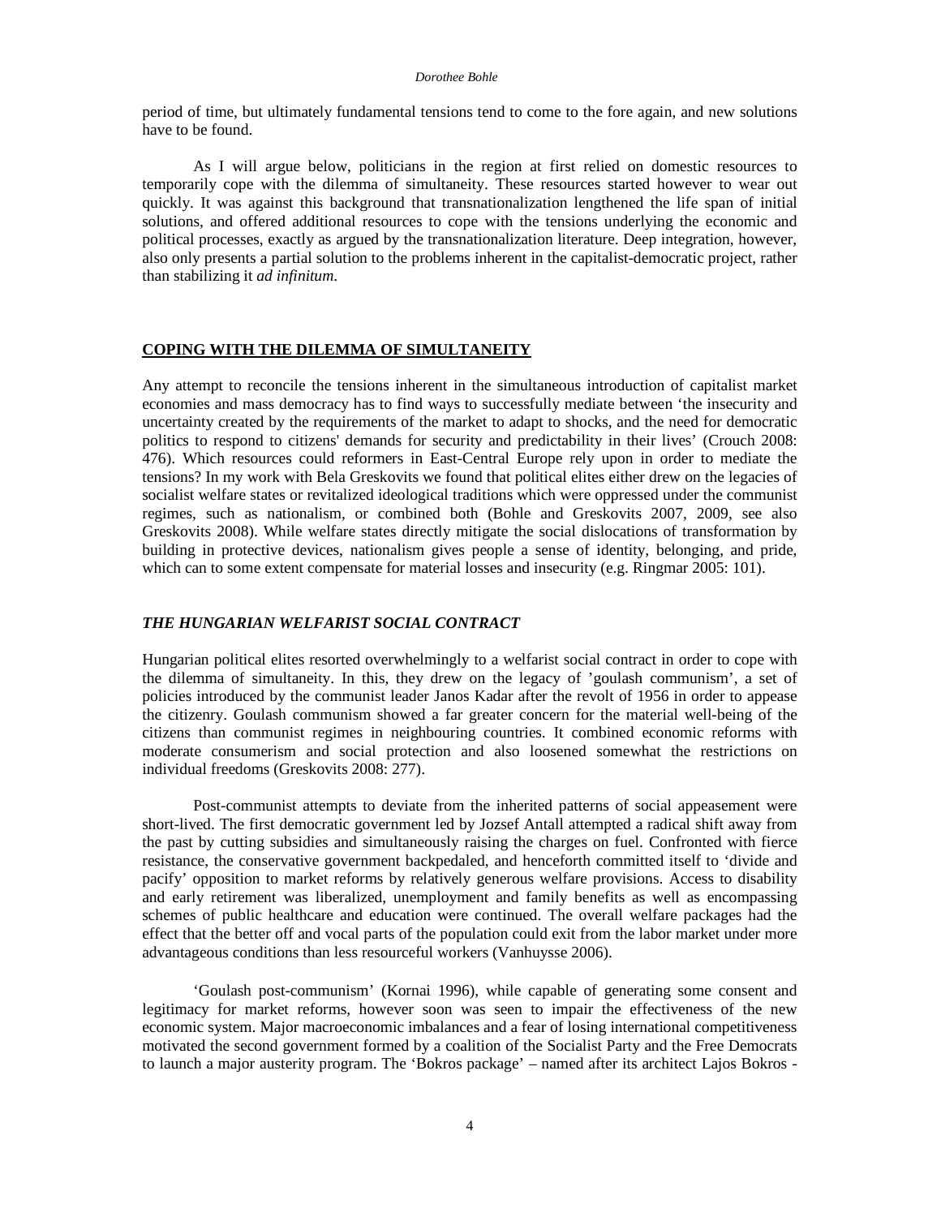period of time, but ultimately fundamental tensions tend to come to the fore again, and new solutions have to be found.

As I will argue below, politicians in the region at first relied on domestic resources to temporarily cope with the dilemma of simultaneity. These resources started however to wear out quickly. It was against this background that transnationalization lengthened the life span of initial solutions, and offered additional resources to cope with the tensions underlying the economic and political processes, exactly as argued by the transnationalization literature. Deep integration, however, also only presents a partial solution to the problems inherent in the capitalist-democratic project, rather than stabilizing it *ad infinitum*.

## COPING WITH THE DILEMMA OF SIMULTANEITY

Any attempt to reconcile the tensions inherent in the simultaneous introduction of capitalist market economies and mass democracy has to find ways to successfully mediate between 'the insecurity and uncertainty created by the requirements of the market to adapt to shocks, and the need for democratic politics to respond to citizens' demands for security and predictability in their lives' (Crouch 2008: 476). Which resources could reformers in East-Central Europe rely upon in order to mediate the tensions? In my work with Bela Greskovits we found that political elites either drew on the legacies of socialist welfare states or revitalized ideological traditions which were oppressed under the communist regimes, such as nationalism, or combined both (Bohle and Greskovits 2007, 2009, see also Greskovits 2008). While welfare states directly mitigate the social dislocations of transformation by building in protective devices, nationalism gives people a sense of identity, belonging, and pride, which can to some extent compensate for material losses and insecurity (e.g. Ringmar 2005: 101).

### *THE HUNGARIAN WELFARIST SOCIAL CONTRACT*

Hungarian political elites resorted overwhelmingly to a welfarist social contract in order to cope with the dilemma of simultaneity. In this, they drew on the legacy of 'goulash communism', a set of policies introduced by the communist leader Janos Kadar after the revolt of 1956 in order to appease the citizenry. Goulash communism showed a far greater concern for the material well-being of the citizens than communist regimes in neighbouring countries. It combined economic reforms with moderate consumerism and social protection and also loosened somewhat the restrictions on individual freedoms (Greskovits 2008: 277).

Post-communist attempts to deviate from the inherited patterns of social appeasement were short-lived. The first democratic government led by Jozsef Antall attempted a radical shift away from the past by cutting subsidies and simultaneously raising the charges on fuel. Confronted with fierce resistance, the conservative government backpedaled, and henceforth committed itself to 'divide and pacify' opposition to market reforms by relatively generous welfare provisions. Access to disability and early retirement was liberalized, unemployment and family benefits as well as encompassing schemes of public healthcare and education were continued. The overall welfare packages had the effect that the better off and vocal parts of the population could exit from the labor market under more advantageous conditions than less resourceful workers (Vanhuysse 2006).

'Goulash post-communism' (Kornai 1996), while capable of generating some consent and legitimacy for market reforms, however soon was seen to impair the effectiveness of the new economic system. Major macroeconomic imbalances and a fear of losing international competitiveness motivated the second government formed by a coalition of the Socialist Party and the Free Democrats to launch a major austerity program. The 'Bokros package' – named after its architect Lajos Bokros -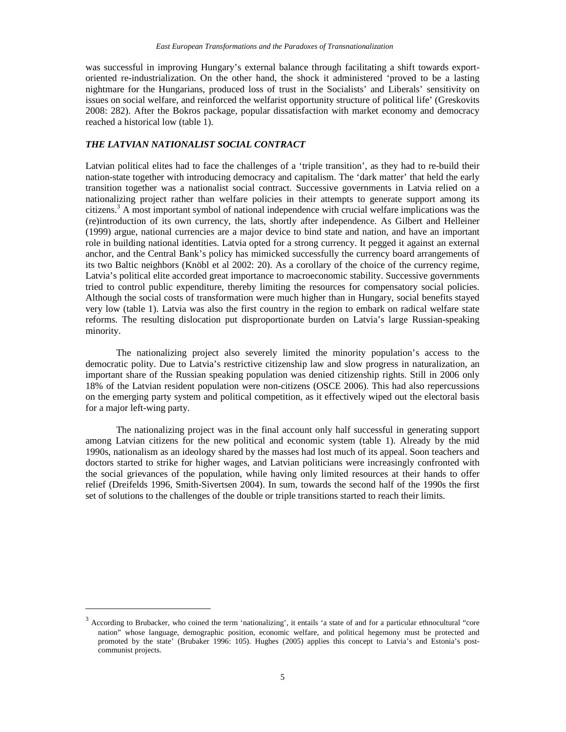was successful in improving Hungary's external balance through facilitating a shift towards export-oriented re-industrialization. On the other hand, the shock it administered 'proved to be a lasting nightmare for the Hungarians, produced loss of trust in the Socialists' and Liberals' sensitivity on issues on social welfare, and reinforced the welfarist opportunity structure of political life' (Greskovits 2008: 282). After the Bokros package, popular dissatisfaction with market economy and democracy reached a historical low (table 1).

### *THE LATVIAN NATIONALIST SOCIAL CONTRACT*

Latvian political elites had to face the challenges of a 'triple transition', as they had to re-build their nation-state together with introducing democracy and capitalism. The 'dark matter' that held the early transition together was a nationalist social contract. Successive governments in Latvia relied on a nationalizing project rather than welfare policies in their attempts to generate support among its citizens.[3] A most important symbol of national independence with crucial welfare implications was the (re)introduction of its own currency, the lats, shortly after independence. As Gilbert and Helleiner (1999) argue, national currencies are a major device to bind state and nation, and have an important role in building national identities. Latvia opted for a strong currency. It pegged it against an external anchor, and the Central Bank's policy has mimicked successfully the currency board arrangements of its two Baltic neighbors (Knöbl et al 2002: 20). As a corollary of the choice of the currency regime, Latvia's political elite accorded great importance to macroeconomic stability. Successive governments tried to control public expenditure, thereby limiting the resources for compensatory social policies. Although the social costs of transformation were much higher than in Hungary, social benefits stayed very low (table 1). Latvia was also the first country in the region to embark on radical welfare state reforms. The resulting dislocation put disproportionate burden on Latvia's large Russian-speaking minority.

The nationalizing project also severely limited the minority population's access to the democratic polity. Due to Latvia's restrictive citizenship law and slow progress in naturalization, an important share of the Russian speaking population was denied citizenship rights. Still in 2006 only 18% of the Latvian resident population were non-citizens (OSCE 2006). This had also repercussions on the emerging party system and political competition, as it effectively wiped out the electoral basis for a major left-wing party.

The nationalizing project was in the final account only half successful in generating support among Latvian citizens for the new political and economic system (table 1). Already by the mid 1990s, nationalism as an ideology shared by the masses had lost much of its appeal. Soon teachers and doctors started to strike for higher wages, and Latvian politicians were increasingly confronted with the social grievances of the population, while having only limited resources at their hands to offer relief (Dreifelds 1996, Smith-Sivertsen 2004). In sum, towards the second half of the 1990s the first set of solutions to the challenges of the double or triple transitions started to reach their limits.

---

[3] According to Brubacker, who coined the term 'nationalizing', it entails 'a state of and for a particular ethnocultural "core nation" whose language, demographic position, economic welfare, and political hegemony must be protected and promoted by the state' (Brubaker 1996: 105). Hughes (2005) applies this concept to Latvia's and Estonia's post-communist projects.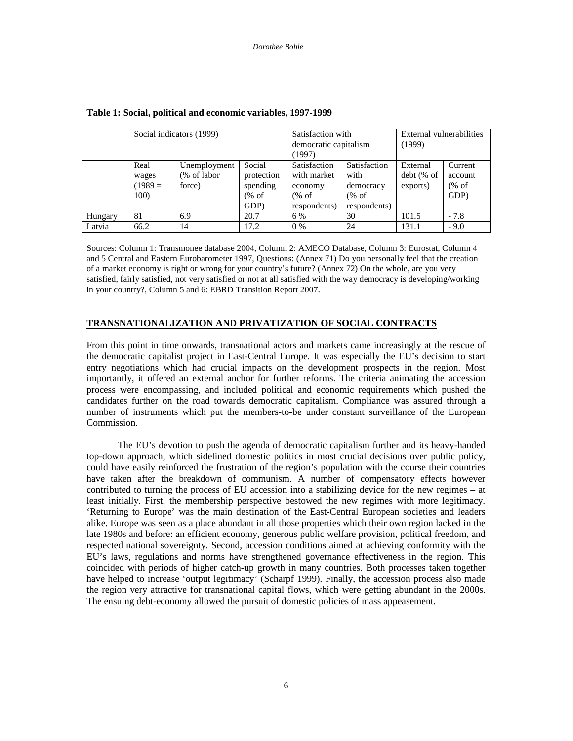**Table 1: Social, political and economic variables, 1997-1999**

| | Social indicators (1999) | | | Satisfaction with democratic capitalism (1997) | | External vulnerabilities (1999) | |
|---|---|---|---|---|---|---|---|
| | Real wages (1989 = 100) | Unemployment (% of labor force) | Social protection spending (% of GDP) | Satisfaction with market economy (% of respondents) | Satisfaction with democracy (% of respondents) | External debt (% of exports) | Current account (% of GDP) |
| Hungary | 81 | 6.9 | 20.7 | 6 % | 30 | 101.5 | - 7.8 |
| Latvia | 66.2 | 14 | 17.2 | 0 % | 24 | 131.1 | - 9.0 |

Sources: Column 1: Transmonee database 2004, Column 2: AMECO Database, Column 3: Eurostat, Column 4 and 5 Central and Eastern Eurobarometer 1997, Questions: (Annex 71) Do you personally feel that the creation of a market economy is right or wrong for your country's future? (Annex 72) On the whole, are you very satisfied, fairly satisfied, not very satisfied or not at all satisfied with the way democracy is developing/working in your country?, Column 5 and 6: EBRD Transition Report 2007.

## TRANSNATIONALIZATION AND PRIVATIZATION OF SOCIAL CONTRACTS

From this point in time onwards, transnational actors and markets came increasingly at the rescue of the democratic capitalist project in East-Central Europe. It was especially the EU's decision to start entry negotiations which had crucial impacts on the development prospects in the region. Most importantly, it offered an external anchor for further reforms. The criteria animating the accession process were encompassing, and included political and economic requirements which pushed the candidates further on the road towards democratic capitalism. Compliance was assured through a number of instruments which put the members-to-be under constant surveillance of the European Commission.

The EU's devotion to push the agenda of democratic capitalism further and its heavy-handed top-down approach, which sidelined domestic politics in most crucial decisions over public policy, could have easily reinforced the frustration of the region's population with the course their countries have taken after the breakdown of communism. A number of compensatory effects however contributed to turning the process of EU accession into a stabilizing device for the new regimes – at least initially. First, the membership perspective bestowed the new regimes with more legitimacy. 'Returning to Europe' was the main destination of the East-Central European societies and leaders alike. Europe was seen as a place abundant in all those properties which their own region lacked in the late 1980s and before: an efficient economy, generous public welfare provision, political freedom, and respected national sovereignty. Second, accession conditions aimed at achieving conformity with the EU's laws, regulations and norms have strengthened governance effectiveness in the region. This coincided with periods of higher catch-up growth in many countries. Both processes taken together have helped to increase 'output legitimacy' (Scharpf 1999). Finally, the accession process also made the region very attractive for transnational capital flows, which were getting abundant in the 2000s. The ensuing debt-economy allowed the pursuit of domestic policies of mass appeasement.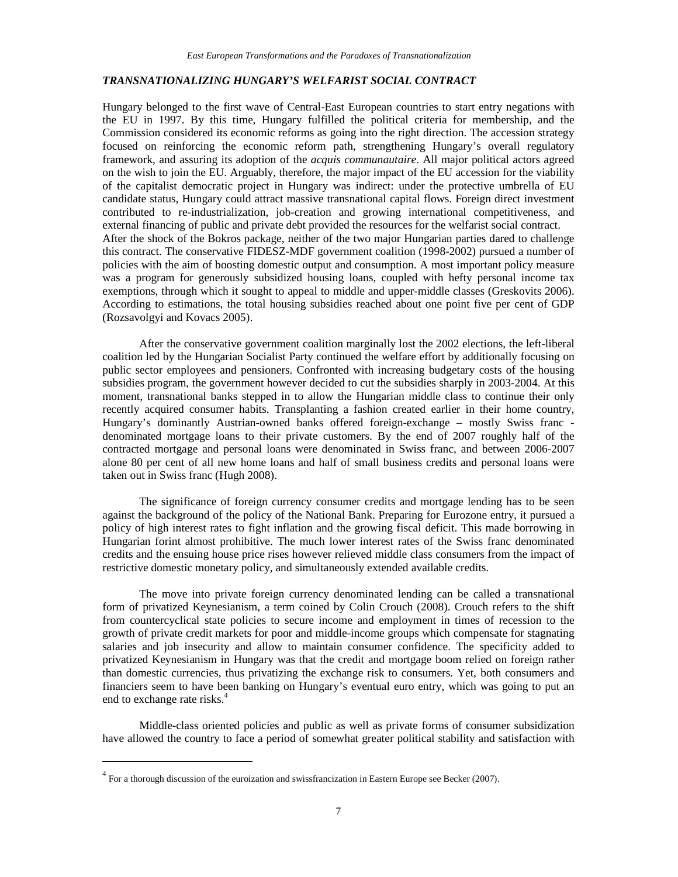## *TRANSNATIONALIZING HUNGARY'S WELFARIST SOCIAL CONTRACT*

Hungary belonged to the first wave of Central-East European countries to start entry negations with the EU in 1997. By this time, Hungary fulfilled the political criteria for membership, and the Commission considered its economic reforms as going into the right direction. The accession strategy focused on reinforcing the economic reform path, strengthening Hungary's overall regulatory framework, and assuring its adoption of the *acquis communautaire*. All major political actors agreed on the wish to join the EU. Arguably, therefore, the major impact of the EU accession for the viability of the capitalist democratic project in Hungary was indirect: under the protective umbrella of EU candidate status, Hungary could attract massive transnational capital flows. Foreign direct investment contributed to re-industrialization, job-creation and growing international competitiveness, and external financing of public and private debt provided the resources for the welfarist social contract.

After the shock of the Bokros package, neither of the two major Hungarian parties dared to challenge this contract. The conservative FIDESZ-MDF government coalition (1998-2002) pursued a number of policies with the aim of boosting domestic output and consumption. A most important policy measure was a program for generously subsidized housing loans, coupled with hefty personal income tax exemptions, through which it sought to appeal to middle and upper-middle classes (Greskovits 2006). According to estimations, the total housing subsidies reached about one point five per cent of GDP (Rozsavolgyi and Kovacs 2005).

After the conservative government coalition marginally lost the 2002 elections, the left-liberal coalition led by the Hungarian Socialist Party continued the welfare effort by additionally focusing on public sector employees and pensioners. Confronted with increasing budgetary costs of the housing subsidies program, the government however decided to cut the subsidies sharply in 2003-2004. At this moment, transnational banks stepped in to allow the Hungarian middle class to continue their only recently acquired consumer habits. Transplanting a fashion created earlier in their home country, Hungary's dominantly Austrian-owned banks offered foreign-exchange – mostly Swiss franc - denominated mortgage loans to their private customers. By the end of 2007 roughly half of the contracted mortgage and personal loans were denominated in Swiss franc, and between 2006-2007 alone 80 per cent of all new home loans and half of small business credits and personal loans were taken out in Swiss franc (Hugh 2008).

The significance of foreign currency consumer credits and mortgage lending has to be seen against the background of the policy of the National Bank. Preparing for Eurozone entry, it pursued a policy of high interest rates to fight inflation and the growing fiscal deficit. This made borrowing in Hungarian forint almost prohibitive. The much lower interest rates of the Swiss franc denominated credits and the ensuing house price rises however relieved middle class consumers from the impact of restrictive domestic monetary policy, and simultaneously extended available credits.

The move into private foreign currency denominated lending can be called a transnational form of privatized Keynesianism, a term coined by Colin Crouch (2008). Crouch refers to the shift from countercyclical state policies to secure income and employment in times of recession to the growth of private credit markets for poor and middle-income groups which compensate for stagnating salaries and job insecurity and allow to maintain consumer confidence. The specificity added to privatized Keynesianism in Hungary was that the credit and mortgage boom relied on foreign rather than domestic currencies, thus privatizing the exchange risk to consumers. Yet, both consumers and financiers seem to have been banking on Hungary's eventual euro entry, which was going to put an end to exchange rate risks.[4]

Middle-class oriented policies and public as well as private forms of consumer subsidization have allowed the country to face a period of somewhat greater political stability and satisfaction with

[4] For a thorough discussion of the euroization and swissfrancization in Eastern Europe see Becker (2007).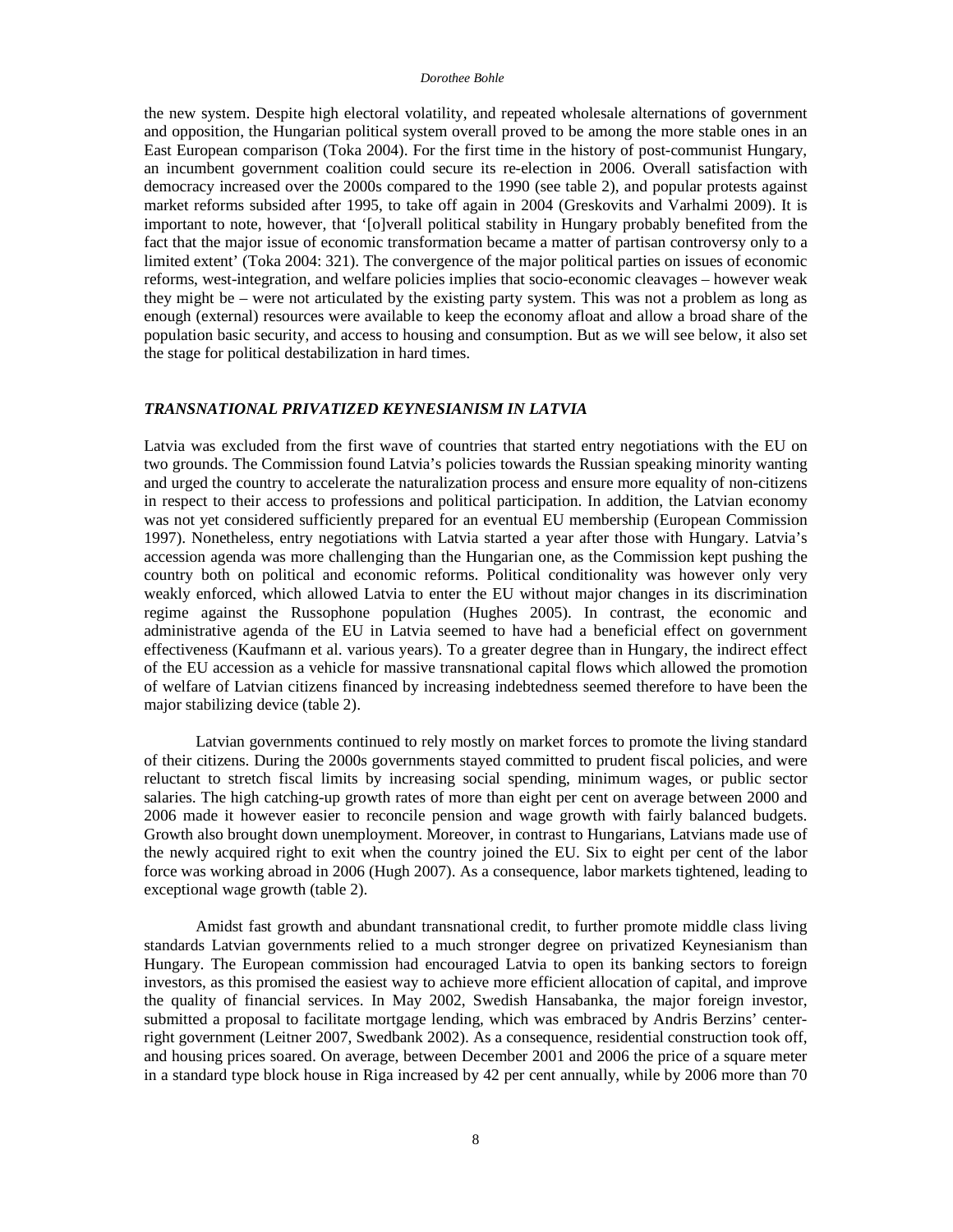the new system. Despite high electoral volatility, and repeated wholesale alternations of government and opposition, the Hungarian political system overall proved to be among the more stable ones in an East European comparison (Toka 2004). For the first time in the history of post-communist Hungary, an incumbent government coalition could secure its re-election in 2006. Overall satisfaction with democracy increased over the 2000s compared to the 1990 (see table 2), and popular protests against market reforms subsided after 1995, to take off again in 2004 (Greskovits and Varhalmi 2009). It is important to note, however, that '[o]verall political stability in Hungary probably benefited from the fact that the major issue of economic transformation became a matter of partisan controversy only to a limited extent' (Toka 2004: 321). The convergence of the major political parties on issues of economic reforms, west-integration, and welfare policies implies that socio-economic cleavages – however weak they might be – were not articulated by the existing party system. This was not a problem as long as enough (external) resources were available to keep the economy afloat and allow a broad share of the population basic security, and access to housing and consumption. But as we will see below, it also set the stage for political destabilization in hard times.

### *TRANSNATIONAL PRIVATIZED KEYNESIANISM IN LATVIA*

Latvia was excluded from the first wave of countries that started entry negotiations with the EU on two grounds. The Commission found Latvia's policies towards the Russian speaking minority wanting and urged the country to accelerate the naturalization process and ensure more equality of non-citizens in respect to their access to professions and political participation. In addition, the Latvian economy was not yet considered sufficiently prepared for an eventual EU membership (European Commission 1997). Nonetheless, entry negotiations with Latvia started a year after those with Hungary. Latvia's accession agenda was more challenging than the Hungarian one, as the Commission kept pushing the country both on political and economic reforms. Political conditionality was however only very weakly enforced, which allowed Latvia to enter the EU without major changes in its discrimination regime against the Russophone population (Hughes 2005). In contrast, the economic and administrative agenda of the EU in Latvia seemed to have had a beneficial effect on government effectiveness (Kaufmann et al. various years). To a greater degree than in Hungary, the indirect effect of the EU accession as a vehicle for massive transnational capital flows which allowed the promotion of welfare of Latvian citizens financed by increasing indebtedness seemed therefore to have been the major stabilizing device (table 2).

Latvian governments continued to rely mostly on market forces to promote the living standard of their citizens. During the 2000s governments stayed committed to prudent fiscal policies, and were reluctant to stretch fiscal limits by increasing social spending, minimum wages, or public sector salaries. The high catching-up growth rates of more than eight per cent on average between 2000 and 2006 made it however easier to reconcile pension and wage growth with fairly balanced budgets. Growth also brought down unemployment. Moreover, in contrast to Hungarians, Latvians made use of the newly acquired right to exit when the country joined the EU. Six to eight per cent of the labor force was working abroad in 2006 (Hugh 2007). As a consequence, labor markets tightened, leading to exceptional wage growth (table 2).

Amidst fast growth and abundant transnational credit, to further promote middle class living standards Latvian governments relied to a much stronger degree on privatized Keynesianism than Hungary. The European commission had encouraged Latvia to open its banking sectors to foreign investors, as this promised the easiest way to achieve more efficient allocation of capital, and improve the quality of financial services. In May 2002, Swedish Hansabanka, the major foreign investor, submitted a proposal to facilitate mortgage lending, which was embraced by Andris Berzins' center-right government (Leitner 2007, Swedbank 2002). As a consequence, residential construction took off, and housing prices soared. On average, between December 2001 and 2006 the price of a square meter in a standard type block house in Riga increased by 42 per cent annually, while by 2006 more than 70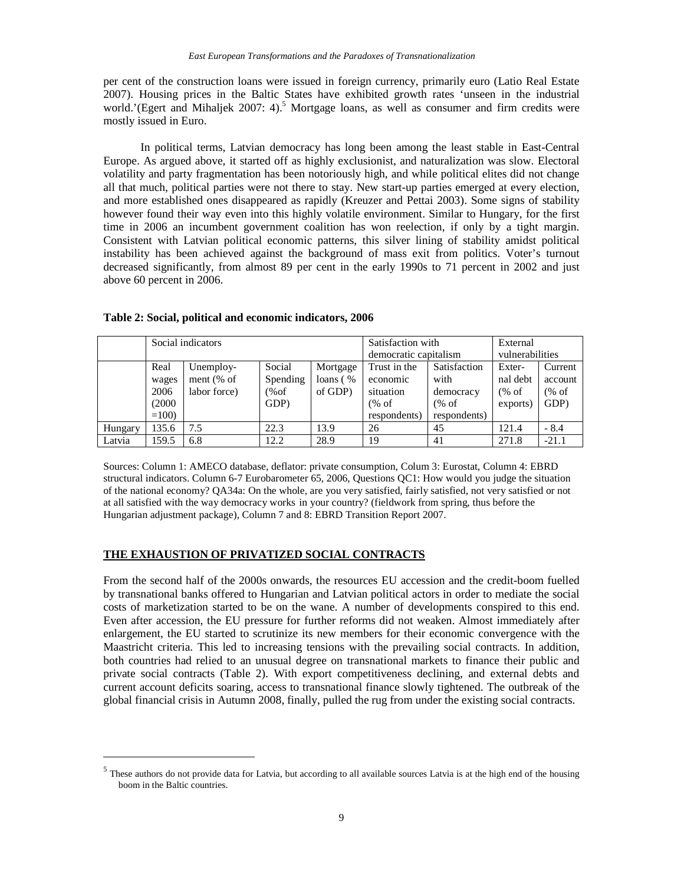per cent of the construction loans were issued in foreign currency, primarily euro (Latio Real Estate 2007). Housing prices in the Baltic States have exhibited growth rates 'unseen in the industrial world.'(Egert and Mihaljek 2007: 4).[5] Mortgage loans, as well as consumer and firm credits were mostly issued in Euro.

In political terms, Latvian democracy has long been among the least stable in East-Central Europe. As argued above, it started off as highly exclusionist, and naturalization was slow. Electoral volatility and party fragmentation has been notoriously high, and while political elites did not change all that much, political parties were not there to stay. New start-up parties emerged at every election, and more established ones disappeared as rapidly (Kreuzer and Pettai 2003). Some signs of stability however found their way even into this highly volatile environment. Similar to Hungary, for the first time in 2006 an incumbent government coalition has won reelection, if only by a tight margin. Consistent with Latvian political economic patterns, this silver lining of stability amidst political instability has been achieved against the background of mass exit from politics. Voter's turnout decreased significantly, from almost 89 per cent in the early 1990s to 71 percent in 2002 and just above 60 percent in 2006.

**Table 2: Social, political and economic indicators, 2006**

| | Social indicators | | | | Satisfaction with democratic capitalism | | External vulnerabilities | |
|---|---|---|---|---|---|---|---|---|
| | Real wages 2006 (2000 =100) | Unemploy-ment (% of labor force) | Social Spending (%of GDP) | Mortgage loans ( % of GDP) | Trust in the economic situation (% of respondents) | Satisfaction with democracy (% of respondents) | Exter-nal debt (% of exports) | Current account (% of GDP) |
| Hungary | 135.6 | 7.5 | 22.3 | 13.9 | 26 | 45 | 121.4 | - 8.4 |
| Latvia | 159.5 | 6.8 | 12.2 | 28.9 | 19 | 41 | 271.8 | -21.1 |

Sources: Column 1: AMECO database, deflator: private consumption, Colum 3: Eurostat, Column 4: EBRD structural indicators. Column 6-7 Eurobarometer 65, 2006, Questions QC1: How would you judge the situation of the national economy? QA34a: On the whole, are you very satisfied, fairly satisfied, not very satisfied or not at all satisfied with the way democracy works in your country? (fieldwork from spring, thus before the Hungarian adjustment package), Column 7 and 8: EBRD Transition Report 2007.

## THE EXHAUSTION OF PRIVATIZED SOCIAL CONTRACTS

From the second half of the 2000s onwards, the resources EU accession and the credit-boom fuelled by transnational banks offered to Hungarian and Latvian political actors in order to mediate the social costs of marketization started to be on the wane. A number of developments conspired to this end. Even after accession, the EU pressure for further reforms did not weaken. Almost immediately after enlargement, the EU started to scrutinize its new members for their economic convergence with the Maastricht criteria. This led to increasing tensions with the prevailing social contracts. In addition, both countries had relied to an unusual degree on transnational markets to finance their public and private social contracts (Table 2). With export competitiveness declining, and external debts and current account deficits soaring, access to transnational finance slowly tightened. The outbreak of the global financial crisis in Autumn 2008, finally, pulled the rug from under the existing social contracts.

[5] These authors do not provide data for Latvia, but according to all available sources Latvia is at the high end of the housing boom in the Baltic countries.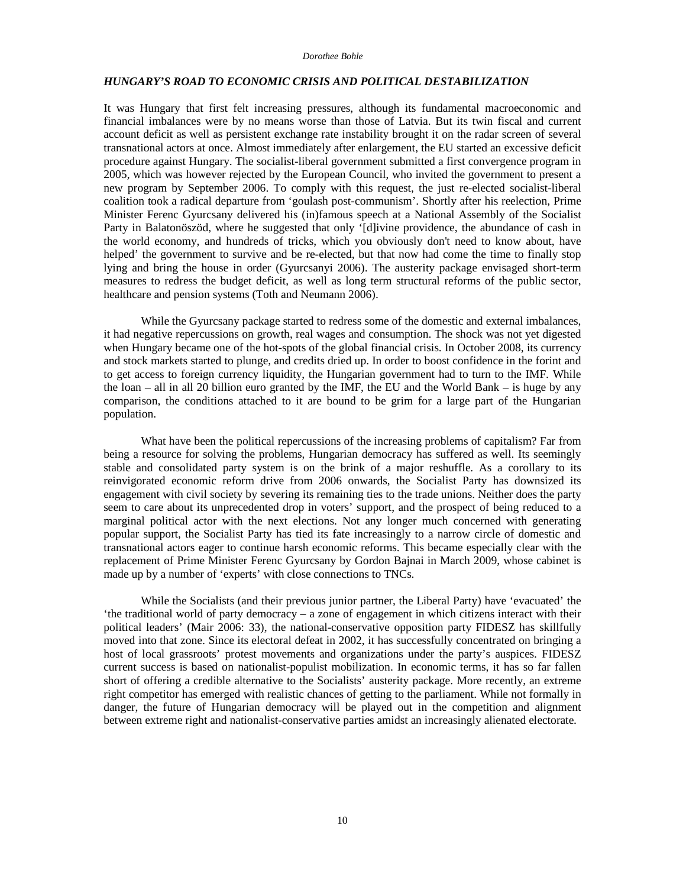### *HUNGARY'S ROAD TO ECONOMIC CRISIS AND POLITICAL DESTABILIZATION*

It was Hungary that first felt increasing pressures, although its fundamental macroeconomic and financial imbalances were by no means worse than those of Latvia. But its twin fiscal and current account deficit as well as persistent exchange rate instability brought it on the radar screen of several transnational actors at once. Almost immediately after enlargement, the EU started an excessive deficit procedure against Hungary. The socialist-liberal government submitted a first convergence program in 2005, which was however rejected by the European Council, who invited the government to present a new program by September 2006. To comply with this request, the just re-elected socialist-liberal coalition took a radical departure from 'goulash post-communism'. Shortly after his reelection, Prime Minister Ferenc Gyurcsany delivered his (in)famous speech at a National Assembly of the Socialist Party in Balatonöszöd, where he suggested that only '[d]ivine providence, the abundance of cash in the world economy, and hundreds of tricks, which you obviously don't need to know about, have helped' the government to survive and be re-elected, but that now had come the time to finally stop lying and bring the house in order (Gyurcsanyi 2006). The austerity package envisaged short-term measures to redress the budget deficit, as well as long term structural reforms of the public sector, healthcare and pension systems (Toth and Neumann 2006).

While the Gyurcsany package started to redress some of the domestic and external imbalances, it had negative repercussions on growth, real wages and consumption. The shock was not yet digested when Hungary became one of the hot-spots of the global financial crisis. In October 2008, its currency and stock markets started to plunge, and credits dried up. In order to boost confidence in the forint and to get access to foreign currency liquidity, the Hungarian government had to turn to the IMF. While the loan – all in all 20 billion euro granted by the IMF, the EU and the World Bank – is huge by any comparison, the conditions attached to it are bound to be grim for a large part of the Hungarian population.

What have been the political repercussions of the increasing problems of capitalism? Far from being a resource for solving the problems, Hungarian democracy has suffered as well. Its seemingly stable and consolidated party system is on the brink of a major reshuffle. As a corollary to its reinvigorated economic reform drive from 2006 onwards, the Socialist Party has downsized its engagement with civil society by severing its remaining ties to the trade unions. Neither does the party seem to care about its unprecedented drop in voters' support, and the prospect of being reduced to a marginal political actor with the next elections. Not any longer much concerned with generating popular support, the Socialist Party has tied its fate increasingly to a narrow circle of domestic and transnational actors eager to continue harsh economic reforms. This became especially clear with the replacement of Prime Minister Ferenc Gyurcsany by Gordon Bajnai in March 2009, whose cabinet is made up by a number of 'experts' with close connections to TNCs.

While the Socialists (and their previous junior partner, the Liberal Party) have 'evacuated' the 'the traditional world of party democracy – a zone of engagement in which citizens interact with their political leaders' (Mair 2006: 33), the national-conservative opposition party FIDESZ has skillfully moved into that zone. Since its electoral defeat in 2002, it has successfully concentrated on bringing a host of local grassroots' protest movements and organizations under the party's auspices. FIDESZ current success is based on nationalist-populist mobilization. In economic terms, it has so far fallen short of offering a credible alternative to the Socialists' austerity package. More recently, an extreme right competitor has emerged with realistic chances of getting to the parliament. While not formally in danger, the future of Hungarian democracy will be played out in the competition and alignment between extreme right and nationalist-conservative parties amidst an increasingly alienated electorate.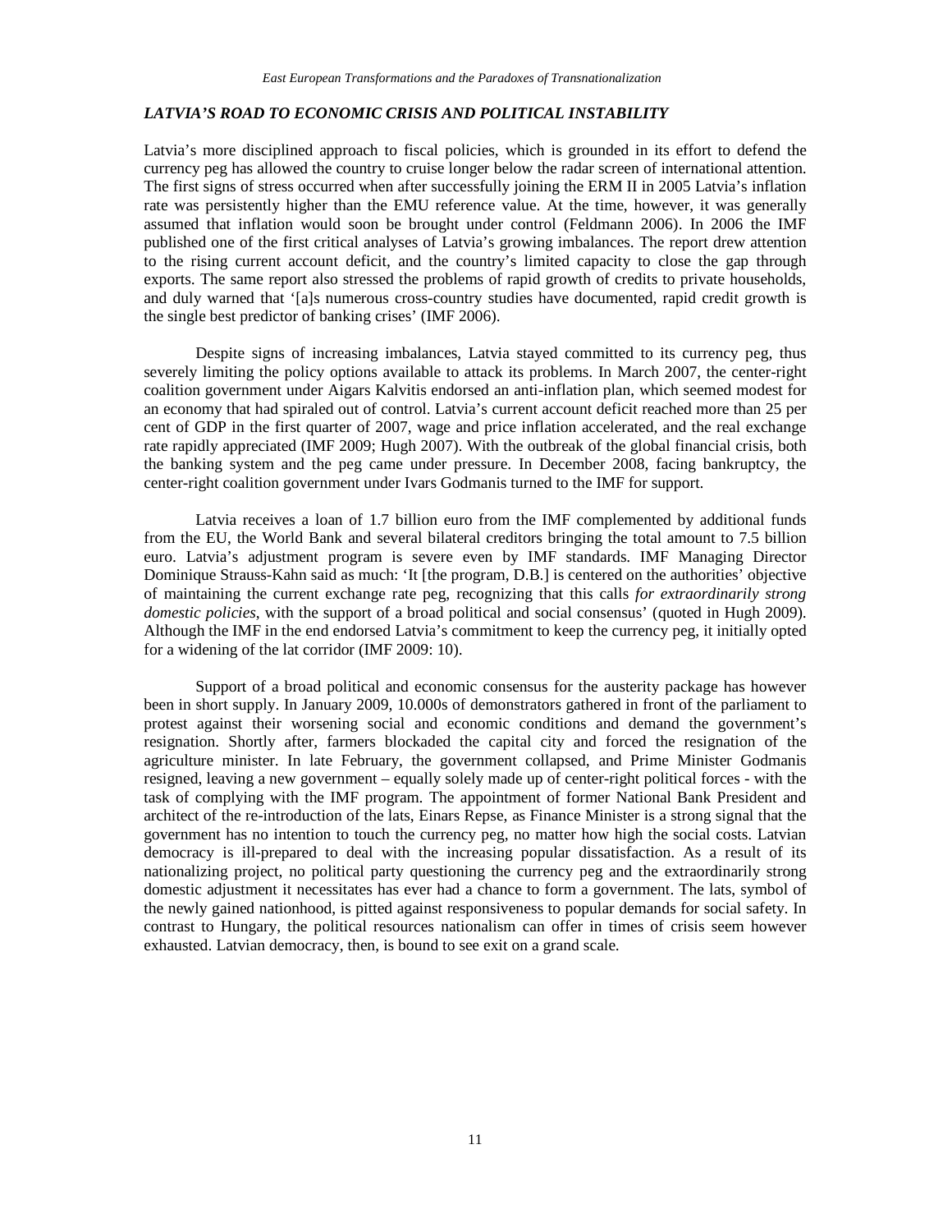### *LATVIA'S ROAD TO ECONOMIC CRISIS AND POLITICAL INSTABILITY*

Latvia's more disciplined approach to fiscal policies, which is grounded in its effort to defend the currency peg has allowed the country to cruise longer below the radar screen of international attention. The first signs of stress occurred when after successfully joining the ERM II in 2005 Latvia's inflation rate was persistently higher than the EMU reference value. At the time, however, it was generally assumed that inflation would soon be brought under control (Feldmann 2006). In 2006 the IMF published one of the first critical analyses of Latvia's growing imbalances. The report drew attention to the rising current account deficit, and the country's limited capacity to close the gap through exports. The same report also stressed the problems of rapid growth of credits to private households, and duly warned that '[a]s numerous cross-country studies have documented, rapid credit growth is the single best predictor of banking crises' (IMF 2006).

Despite signs of increasing imbalances, Latvia stayed committed to its currency peg, thus severely limiting the policy options available to attack its problems. In March 2007, the center-right coalition government under Aigars Kalvitis endorsed an anti-inflation plan, which seemed modest for an economy that had spiraled out of control. Latvia's current account deficit reached more than 25 per cent of GDP in the first quarter of 2007, wage and price inflation accelerated, and the real exchange rate rapidly appreciated (IMF 2009; Hugh 2007). With the outbreak of the global financial crisis, both the banking system and the peg came under pressure. In December 2008, facing bankruptcy, the center-right coalition government under Ivars Godmanis turned to the IMF for support.

Latvia receives a loan of 1.7 billion euro from the IMF complemented by additional funds from the EU, the World Bank and several bilateral creditors bringing the total amount to 7.5 billion euro. Latvia's adjustment program is severe even by IMF standards. IMF Managing Director Dominique Strauss-Kahn said as much: 'It [the program, D.B.] is centered on the authorities' objective of maintaining the current exchange rate peg, recognizing that this calls *for extraordinarily strong domestic policies*, with the support of a broad political and social consensus' (quoted in Hugh 2009). Although the IMF in the end endorsed Latvia's commitment to keep the currency peg, it initially opted for a widening of the lat corridor (IMF 2009: 10).

Support of a broad political and economic consensus for the austerity package has however been in short supply. In January 2009, 10.000s of demonstrators gathered in front of the parliament to protest against their worsening social and economic conditions and demand the government's resignation. Shortly after, farmers blockaded the capital city and forced the resignation of the agriculture minister. In late February, the government collapsed, and Prime Minister Godmanis resigned, leaving a new government – equally solely made up of center-right political forces - with the task of complying with the IMF program. The appointment of former National Bank President and architect of the re-introduction of the lats, Einars Repse, as Finance Minister is a strong signal that the government has no intention to touch the currency peg, no matter how high the social costs. Latvian democracy is ill-prepared to deal with the increasing popular dissatisfaction. As a result of its nationalizing project, no political party questioning the currency peg and the extraordinarily strong domestic adjustment it necessitates has ever had a chance to form a government. The lats, symbol of the newly gained nationhood, is pitted against responsiveness to popular demands for social safety. In contrast to Hungary, the political resources nationalism can offer in times of crisis seem however exhausted. Latvian democracy, then, is bound to see exit on a grand scale.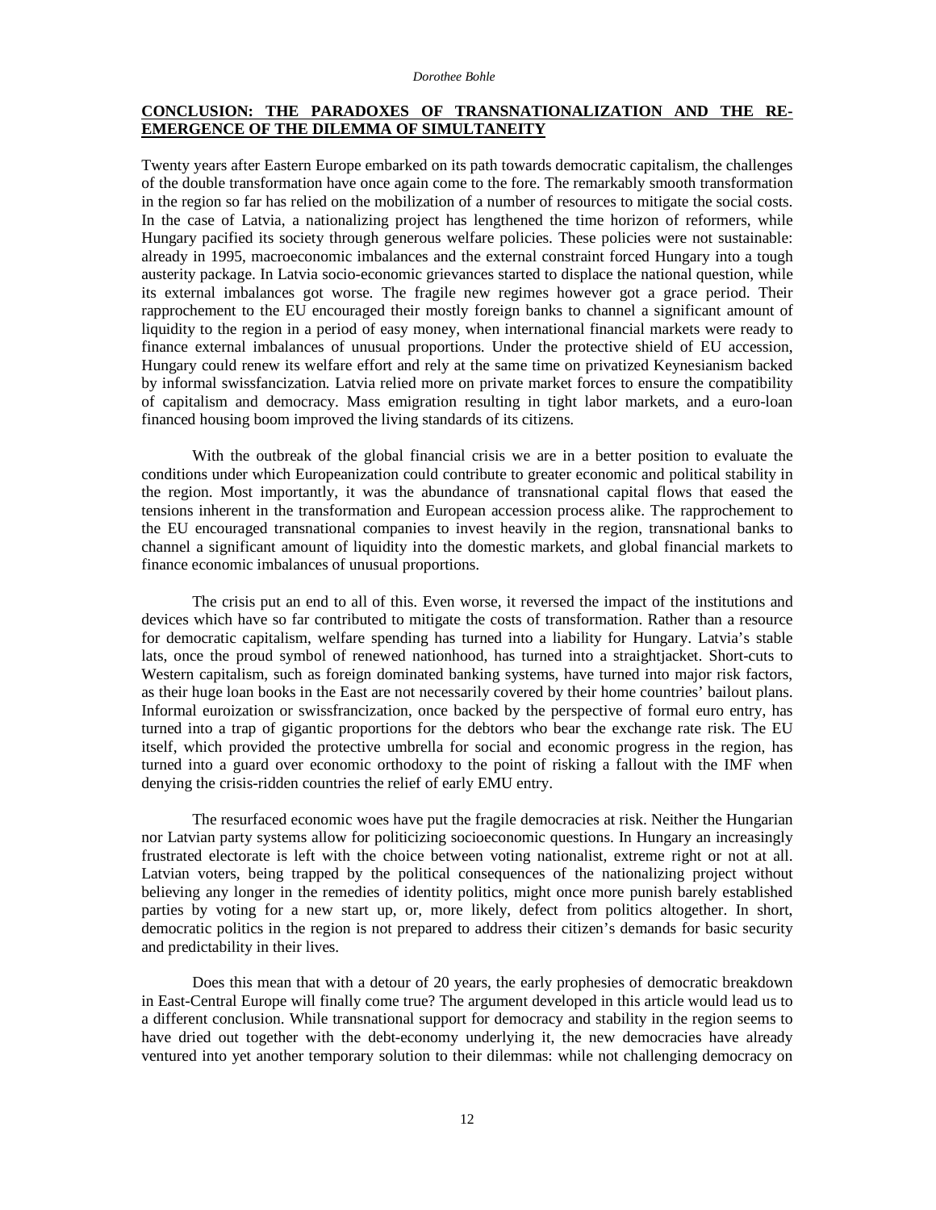## CONCLUSION: THE PARADOXES OF TRANSNATIONALIZATION AND THE RE-EMERGENCE OF THE DILEMMA OF SIMULTANEITY

Twenty years after Eastern Europe embarked on its path towards democratic capitalism, the challenges of the double transformation have once again come to the fore. The remarkably smooth transformation in the region so far has relied on the mobilization of a number of resources to mitigate the social costs. In the case of Latvia, a nationalizing project has lengthened the time horizon of reformers, while Hungary pacified its society through generous welfare policies. These policies were not sustainable: already in 1995, macroeconomic imbalances and the external constraint forced Hungary into a tough austerity package. In Latvia socio-economic grievances started to displace the national question, while its external imbalances got worse. The fragile new regimes however got a grace period. Their rapprochement to the EU encouraged their mostly foreign banks to channel a significant amount of liquidity to the region in a period of easy money, when international financial markets were ready to finance external imbalances of unusual proportions. Under the protective shield of EU accession, Hungary could renew its welfare effort and rely at the same time on privatized Keynesianism backed by informal swissfancization. Latvia relied more on private market forces to ensure the compatibility of capitalism and democracy. Mass emigration resulting in tight labor markets, and a euro-loan financed housing boom improved the living standards of its citizens.

With the outbreak of the global financial crisis we are in a better position to evaluate the conditions under which Europeanization could contribute to greater economic and political stability in the region. Most importantly, it was the abundance of transnational capital flows that eased the tensions inherent in the transformation and European accession process alike. The rapprochement to the EU encouraged transnational companies to invest heavily in the region, transnational banks to channel a significant amount of liquidity into the domestic markets, and global financial markets to finance economic imbalances of unusual proportions.

The crisis put an end to all of this. Even worse, it reversed the impact of the institutions and devices which have so far contributed to mitigate the costs of transformation. Rather than a resource for democratic capitalism, welfare spending has turned into a liability for Hungary. Latvia's stable lats, once the proud symbol of renewed nationhood, has turned into a straightjacket. Short-cuts to Western capitalism, such as foreign dominated banking systems, have turned into major risk factors, as their huge loan books in the East are not necessarily covered by their home countries' bailout plans. Informal euroization or swissfrancization, once backed by the perspective of formal euro entry, has turned into a trap of gigantic proportions for the debtors who bear the exchange rate risk. The EU itself, which provided the protective umbrella for social and economic progress in the region, has turned into a guard over economic orthodoxy to the point of risking a fallout with the IMF when denying the crisis-ridden countries the relief of early EMU entry.

The resurfaced economic woes have put the fragile democracies at risk. Neither the Hungarian nor Latvian party systems allow for politicizing socioeconomic questions. In Hungary an increasingly frustrated electorate is left with the choice between voting nationalist, extreme right or not at all. Latvian voters, being trapped by the political consequences of the nationalizing project without believing any longer in the remedies of identity politics, might once more punish barely established parties by voting for a new start up, or, more likely, defect from politics altogether. In short, democratic politics in the region is not prepared to address their citizen's demands for basic security and predictability in their lives.

Does this mean that with a detour of 20 years, the early prophesies of democratic breakdown in East-Central Europe will finally come true? The argument developed in this article would lead us to a different conclusion. While transnational support for democracy and stability in the region seems to have dried out together with the debt-economy underlying it, the new democracies have already ventured into yet another temporary solution to their dilemmas: while not challenging democracy on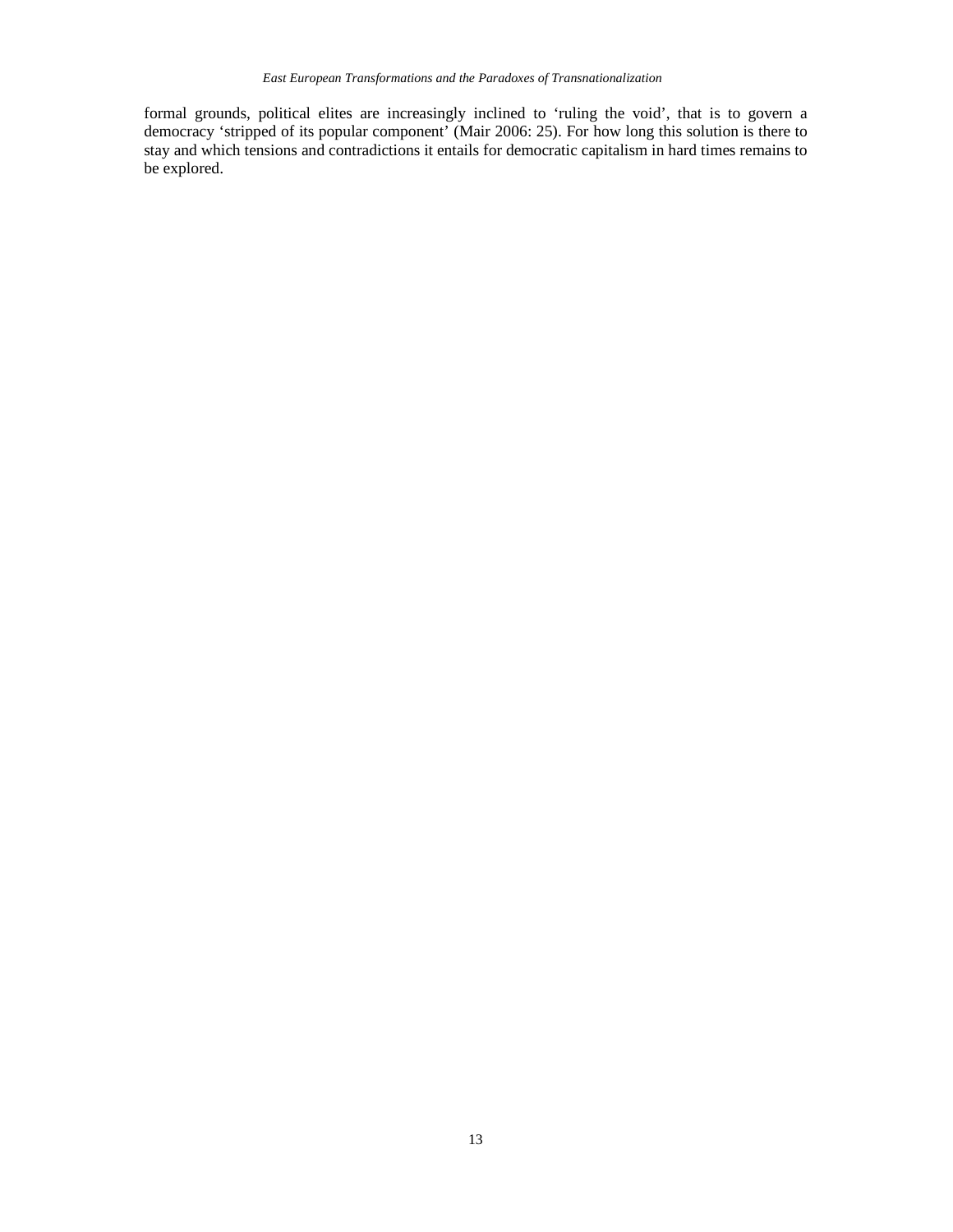formal grounds, political elites are increasingly inclined to 'ruling the void', that is to govern a democracy 'stripped of its popular component' (Mair 2006: 25). For how long this solution is there to stay and which tensions and contradictions it entails for democratic capitalism in hard times remains to be explored.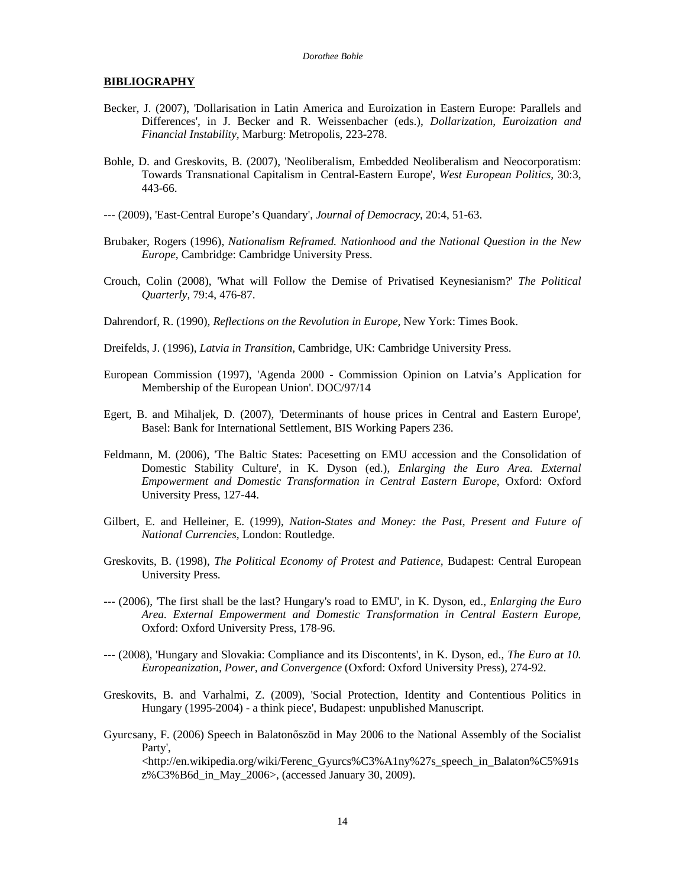**BIBLIOGRAPHY**

Becker, J. (2007), 'Dollarisation in Latin America and Euroization in Eastern Europe: Parallels and Differences', in J. Becker and R. Weissenbacher (eds.), *Dollarization, Euroization and Financial Instability*, Marburg: Metropolis, 223-278.

Bohle, D. and Greskovits, B. (2007), 'Neoliberalism, Embedded Neoliberalism and Neocorporatism: Towards Transnational Capitalism in Central-Eastern Europe', *West European Politics,* 30:3, 443-66.

--- (2009), 'East-Central Europe's Quandary', *Journal of Democracy*, 20:4, 51-63.

Brubaker, Rogers (1996), *Nationalism Reframed. Nationhood and the National Question in the New Europe,* Cambridge: Cambridge University Press.

Crouch, Colin (2008), 'What will Follow the Demise of Privatised Keynesianism?' *The Political Quarterly,* 79:4, 476-87.

Dahrendorf, R. (1990), *Reflections on the Revolution in Europe*, New York: Times Book.

Dreifelds, J. (1996), *Latvia in Transition,* Cambridge, UK: Cambridge University Press.

European Commission (1997), 'Agenda 2000 - Commission Opinion on Latvia's Application for Membership of the European Union'. DOC/97/14

Egert, B. and Mihaljek, D. (2007), 'Determinants of house prices in Central and Eastern Europe', Basel: Bank for International Settlement, BIS Working Papers 236.

Feldmann, M. (2006), 'The Baltic States: Pacesetting on EMU accession and the Consolidation of Domestic Stability Culture', in K. Dyson (ed.), *Enlarging the Euro Area. External Empowerment and Domestic Transformation in Central Eastern Europe,* Oxford: Oxford University Press, 127-44.

Gilbert, E. and Helleiner, E. (1999), *Nation-States and Money: the Past, Present and Future of National Currencies,* London: Routledge.

Greskovits, B. (1998), *The Political Economy of Protest and Patience,* Budapest: Central European University Press.

--- (2006), 'The first shall be the last? Hungary's road to EMU', in K. Dyson, ed., *Enlarging the Euro Area. External Empowerment and Domestic Transformation in Central Eastern Europe,* Oxford: Oxford University Press, 178-96.

--- (2008), 'Hungary and Slovakia: Compliance and its Discontents', in K. Dyson, ed., *The Euro at 10. Europeanization, Power, and Convergence* (Oxford: Oxford University Press), 274-92.

Greskovits, B. and Varhalmi, Z. (2009), 'Social Protection, Identity and Contentious Politics in Hungary (1995-2004) - a think piece', Budapest: unpublished Manuscript.

Gyurcsany, F. (2006) Speech in Balatonőszöd in May 2006 to the National Assembly of the Socialist Party', <http://en.wikipedia.org/wiki/Ferenc_Gyurcs%C3%A1ny%27s_speech_in_Balaton%C5%91sz%C3%B6d_in_May_2006>, (accessed January 30, 2009).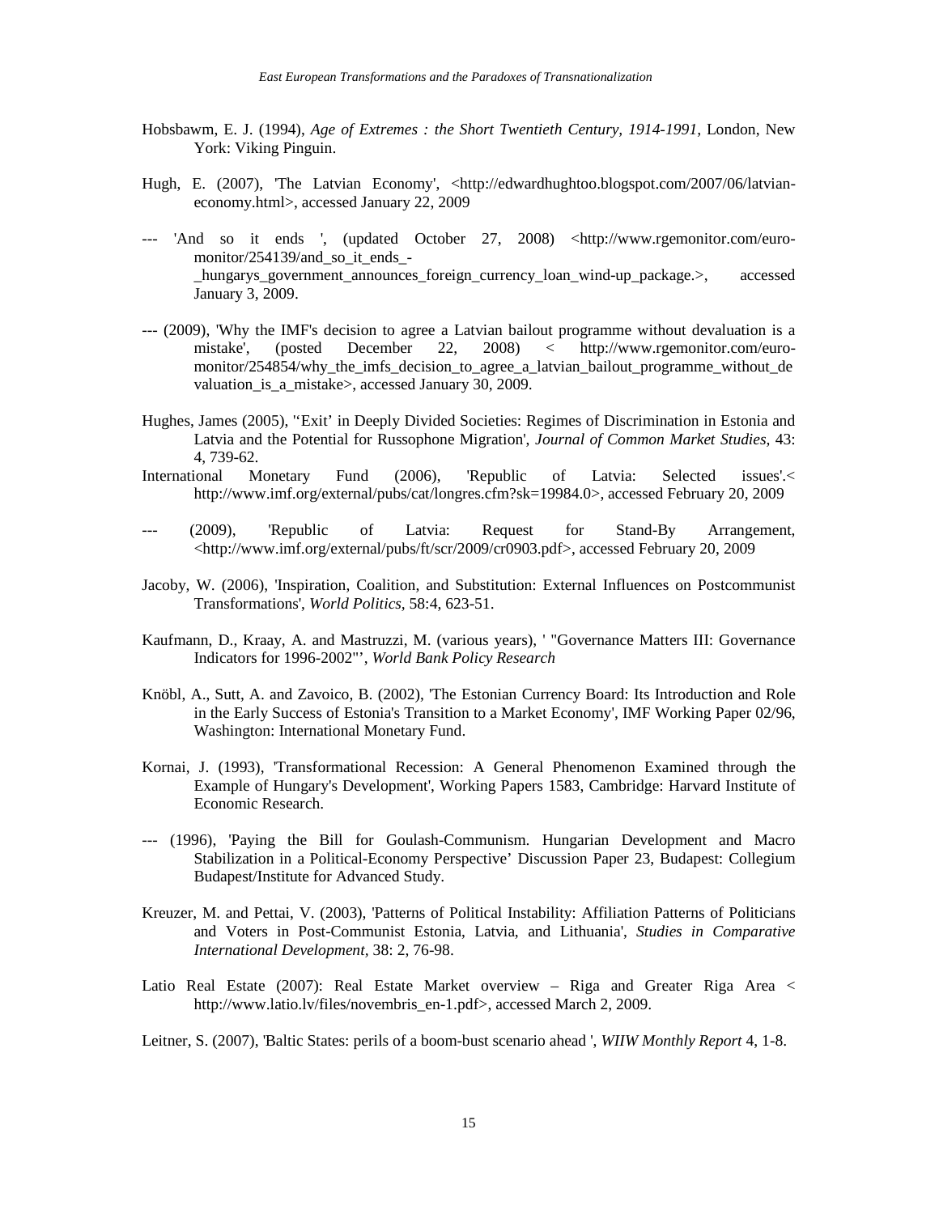Hobsbawm, E. J. (1994), *Age of Extremes : the Short Twentieth Century, 1914-1991*, London, New York: Viking Pinguin.

Hugh, E. (2007), 'The Latvian Economy', <http://edwardhughtoo.blogspot.com/2007/06/latvian-economy.html>, accessed January 22, 2009

--- 'And so it ends ', (updated October 27, 2008) <http://www.rgemonitor.com/euro-monitor/254139/and_so_it_ends_-_hungarys_government_announces_foreign_currency_loan_wind-up_package.>, accessed January 3, 2009.

--- (2009), 'Why the IMF's decision to agree a Latvian bailout programme without devaluation is a mistake', (posted December 22, 2008) < http://www.rgemonitor.com/euro-monitor/254854/why_the_imfs_decision_to_agree_a_latvian_bailout_programme_without_devaluation_is_a_mistake>, accessed January 30, 2009.

Hughes, James (2005), ''Exit' in Deeply Divided Societies: Regimes of Discrimination in Estonia and Latvia and the Potential for Russophone Migration', *Journal of Common Market Studies*, 43: 4, 739-62.

International Monetary Fund (2006), 'Republic of Latvia: Selected issues'.< http://www.imf.org/external/pubs/cat/longres.cfm?sk=19984.0>, accessed February 20, 2009

--- (2009), 'Republic of Latvia: Request for Stand-By Arrangement, <http://www.imf.org/external/pubs/ft/scr/2009/cr0903.pdf>, accessed February 20, 2009

Jacoby, W. (2006), 'Inspiration, Coalition, and Substitution: External Influences on Postcommunist Transformations', *World Politics*, 58:4, 623-51.

Kaufmann, D., Kraay, A. and Mastruzzi, M. (various years), ' "Governance Matters III: Governance Indicators for 1996-2002"', *World Bank Policy Research*

Knöbl, A., Sutt, A. and Zavoico, B. (2002), 'The Estonian Currency Board: Its Introduction and Role in the Early Success of Estonia's Transition to a Market Economy', IMF Working Paper 02/96, Washington: International Monetary Fund.

Kornai, J. (1993), 'Transformational Recession: A General Phenomenon Examined through the Example of Hungary's Development', Working Papers 1583, Cambridge: Harvard Institute of Economic Research.

--- (1996), 'Paying the Bill for Goulash-Communism. Hungarian Development and Macro Stabilization in a Political-Economy Perspective' Discussion Paper 23, Budapest: Collegium Budapest/Institute for Advanced Study.

Kreuzer, M. and Pettai, V. (2003), 'Patterns of Political Instability: Affiliation Patterns of Politicians and Voters in Post-Communist Estonia, Latvia, and Lithuania', *Studies in Comparative International Development*, 38: 2, 76-98.

Latio Real Estate (2007): Real Estate Market overview – Riga and Greater Riga Area < http://www.latio.lv/files/novembris_en-1.pdf>, accessed March 2, 2009.

Leitner, S. (2007), 'Baltic States: perils of a boom-bust scenario ahead ', *WIIW Monthly Report* 4, 1-8.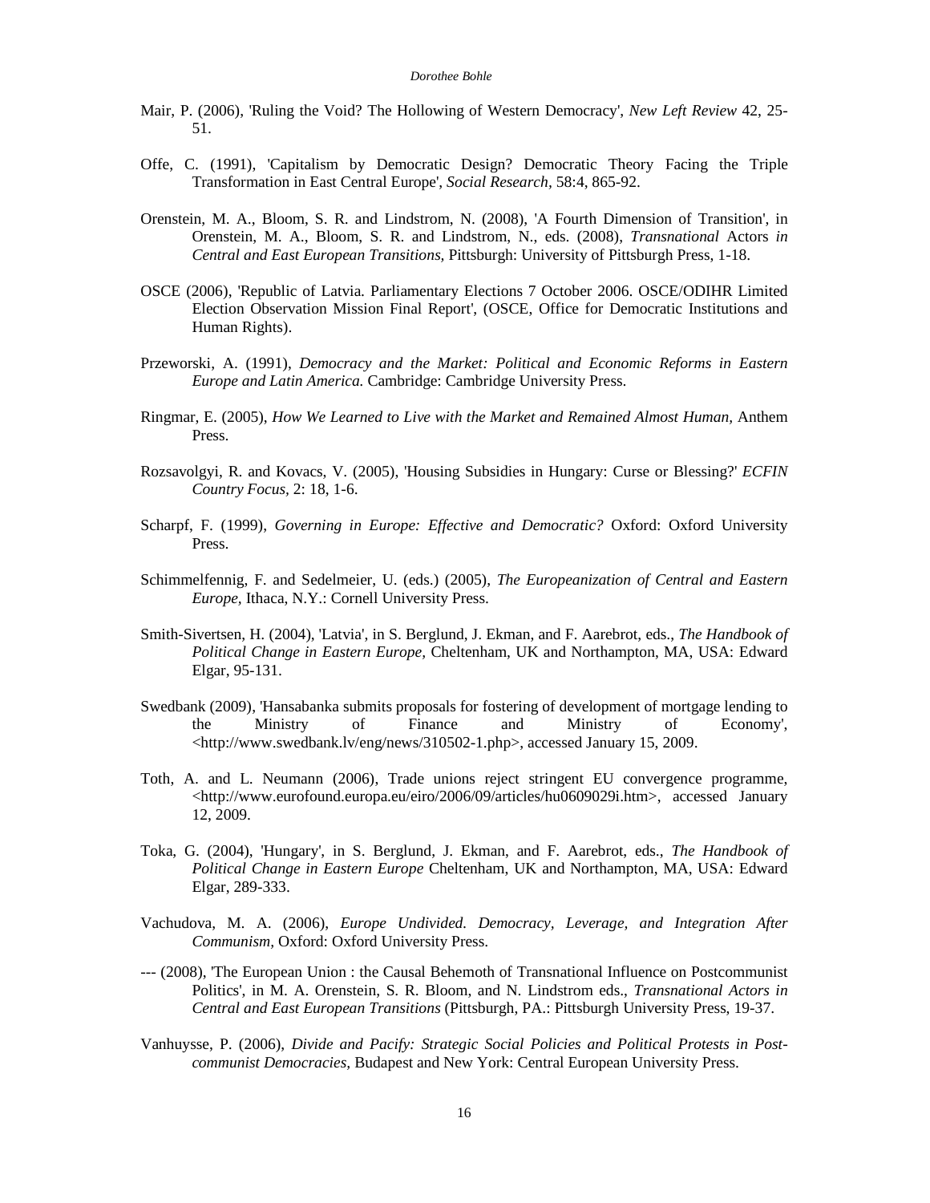Mair, P. (2006), 'Ruling the Void? The Hollowing of Western Democracy', *New Left Review* 42, 25-51.

Offe, C. (1991), 'Capitalism by Democratic Design? Democratic Theory Facing the Triple Transformation in East Central Europe', *Social Research*, 58:4, 865-92.

Orenstein, M. A., Bloom, S. R. and Lindstrom, N. (2008), 'A Fourth Dimension of Transition', in Orenstein, M. A., Bloom, S. R. and Lindstrom, N., eds. (2008), *Transnational* Actors *in Central and East European Transitions*, Pittsburgh: University of Pittsburgh Press, 1-18.

OSCE (2006), 'Republic of Latvia. Parliamentary Elections 7 October 2006. OSCE/ODIHR Limited Election Observation Mission Final Report', (OSCE, Office for Democratic Institutions and Human Rights).

Przeworski, A. (1991), *Democracy and the Market: Political and Economic Reforms in Eastern Europe and Latin America.* Cambridge: Cambridge University Press.

Ringmar, E. (2005), *How We Learned to Live with the Market and Remained Almost Human,* Anthem Press.

Rozsavolgyi, R. and Kovacs, V. (2005), 'Housing Subsidies in Hungary: Curse or Blessing?' *ECFIN Country Focus,* 2: 18, 1-6.

Scharpf, F. (1999), *Governing in Europe: Effective and Democratic?* Oxford: Oxford University Press.

Schimmelfennig, F. and Sedelmeier, U. (eds.) (2005), *The Europeanization of Central and Eastern Europe*, Ithaca, N.Y.: Cornell University Press.

Smith-Sivertsen, H. (2004), 'Latvia', in S. Berglund, J. Ekman, and F. Aarebrot, eds., *The Handbook of Political Change in Eastern Europe*, Cheltenham, UK and Northampton, MA, USA: Edward Elgar, 95-131.

Swedbank (2009), 'Hansabanka submits proposals for fostering of development of mortgage lending to the Ministry of Finance and Ministry of Economy', <http://www.swedbank.lv/eng/news/310502-1.php>, accessed January 15, 2009.

Toth, A. and L. Neumann (2006), Trade unions reject stringent EU convergence programme, <http://www.eurofound.europa.eu/eiro/2006/09/articles/hu0609029i.htm>, accessed January 12, 2009.

Toka, G. (2004), 'Hungary', in S. Berglund, J. Ekman, and F. Aarebrot, eds., *The Handbook of Political Change in Eastern Europe* Cheltenham, UK and Northampton, MA, USA: Edward Elgar, 289-333.

Vachudova, M. A. (2006), *Europe Undivided. Democracy, Leverage, and Integration After Communism,* Oxford: Oxford University Press.

--- (2008), 'The European Union : the Causal Behemoth of Transnational Influence on Postcommunist Politics', in M. A. Orenstein, S. R. Bloom, and N. Lindstrom eds., *Transnational Actors in Central and East European Transitions* (Pittsburgh, PA.: Pittsburgh University Press, 19-37.

Vanhuysse, P. (2006), *Divide and Pacify: Strategic Social Policies and Political Protests in Post-communist Democracies,* Budapest and New York: Central European University Press.